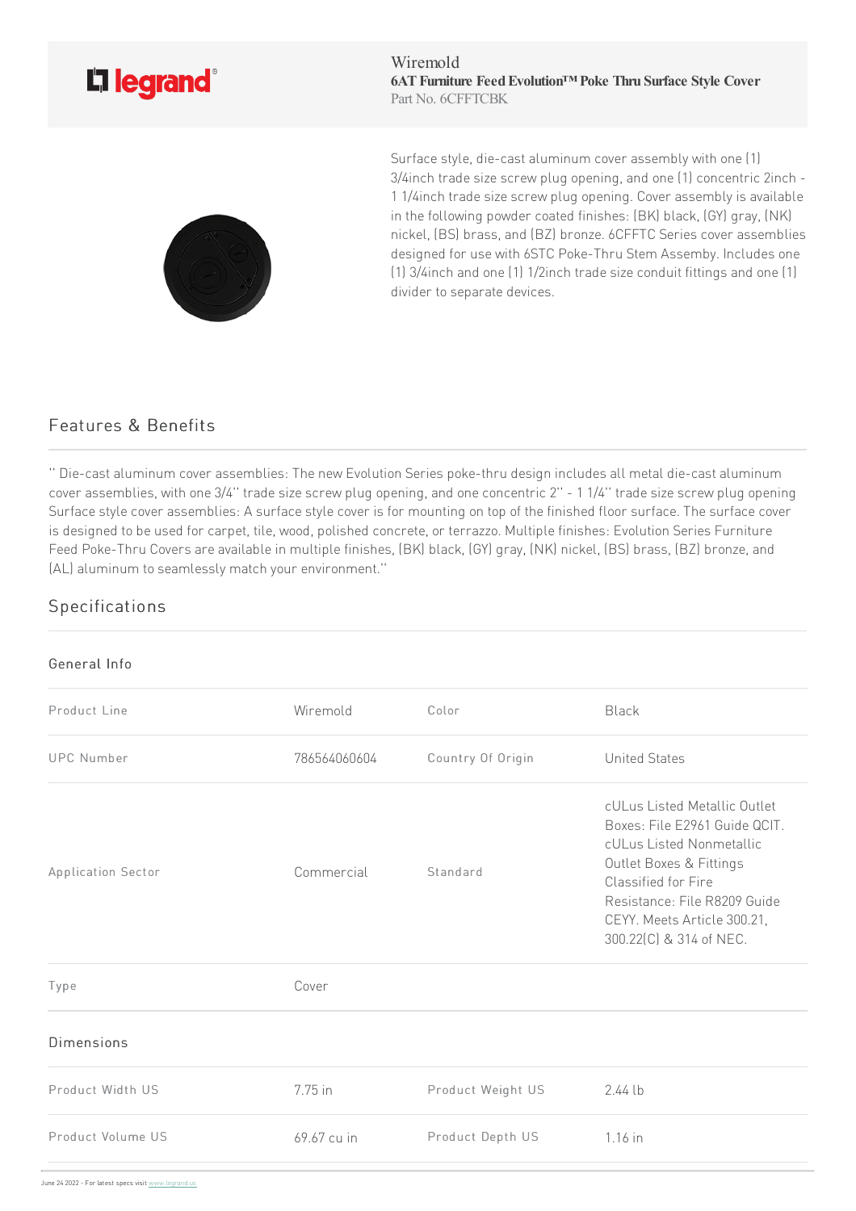Wiremold

**6AT Furniture Feed Evolution™ Poke Thru Surface Style Cover**

Part No. 6CFFTCBK

Surface style, die-cast aluminum cover assembly with one (1) 3/4inch trade size screw plug opening, and one (1) concentric 2inch - 1 1/4inch trade size screw plug opening. Cover assembly is available in the following powder coated finishes: (BK) black, (GY) gray, (NK) nickel, (BS) brass, and (BZ) bronze. 6CFFTC Series cover assemblies designed for use with 6STC Poke-Thru Stem Assemby. Includes one (1) 3/4inch and one (1) 1/2inch trade size conduit fittings and one (1) divider to separate devices.

## Features & Benefits

'' Die-cast aluminum cover assemblies: The new Evolution Series poke-thru design includes all metal die-cast aluminum cover assemblies, with one 3/4'' trade size screw plug opening, and one concentric 2'' - 1 1/4'' trade size screw plug opening Surface style cover assemblies: A surface style cover is for mounting on top of the finished floor surface. The surface cover is designed to be used for carpet, tile, wood, polished concrete, or terrazzo. Multiple finishes: Evolution Series Furniture Feed Poke-Thru Covers are available in multiple finishes, (BK) black, (GY) gray, (NK) nickel, (BS) brass, (BZ) bronze, and (AL) aluminum to seamlessly match your environment.''

## Specifications

### General Info

| | | | |
|---|---|---|---|
| Product Line | Wiremold | Color | Black |
| UPC Number | 786564060604 | Country Of Origin | United States |
| Application Sector | Commercial | Standard | cULus Listed Metallic Outlet Boxes: File E2961 Guide QCIT. cULus Listed Nonmetallic Outlet Boxes & Fittings Classified for Fire Resistance: File R8209 Guide CEYY. Meets Article 300.21, 300.22(C) & 314 of NEC. |
| Type | Cover | | |

### Dimensions

| | | | |
|---|---|---|---|
| Product Width US | 7.75 in | Product Weight US | 2.44 lb |
| Product Volume US | 69.67 cu in | Product Depth US | 1.16 in |

June 24 2022 - For latest specs visit www.legrand.us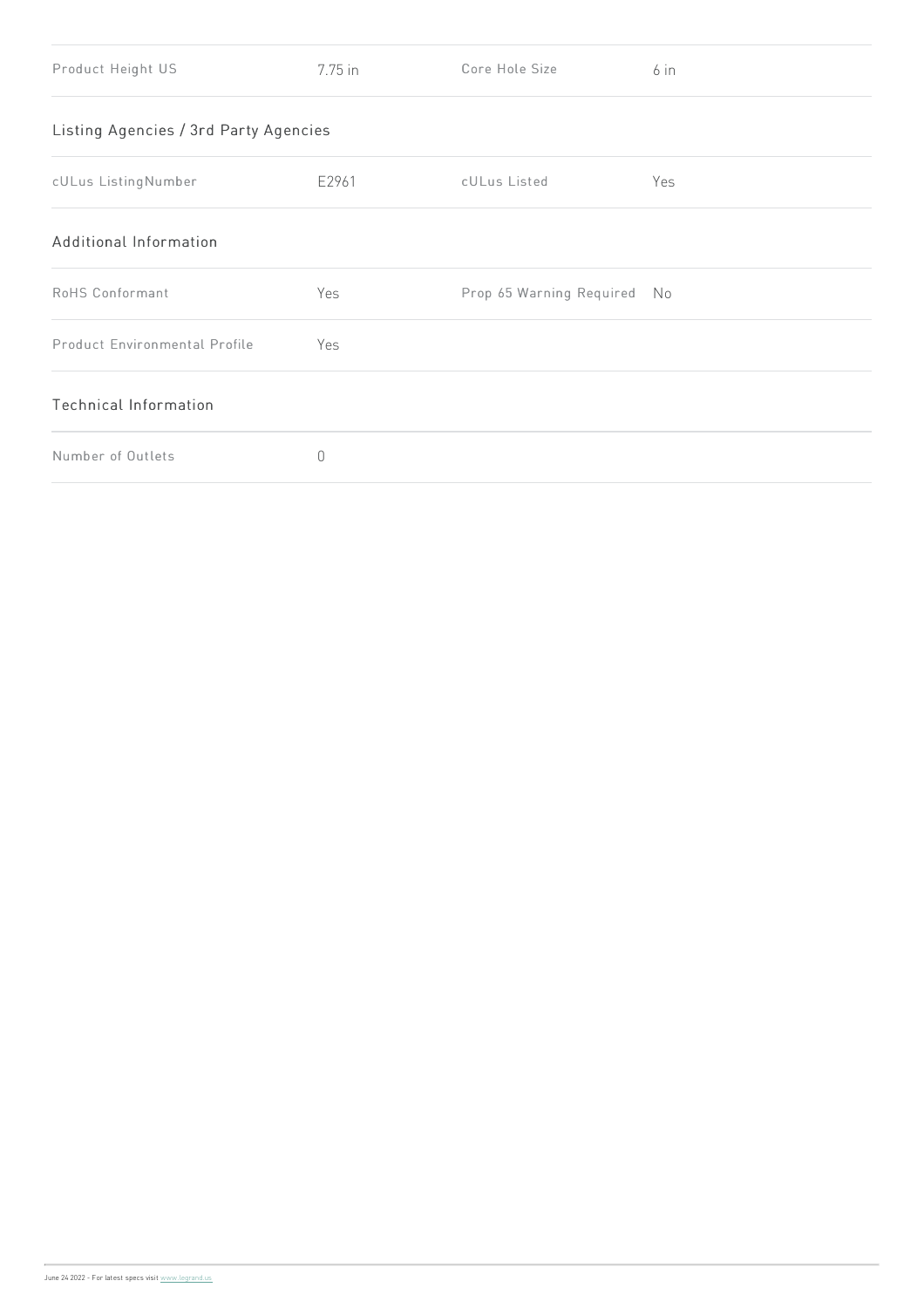| | | | |
|---|---|---|---|
| Product Height US | 7.75 in | Core Hole Size | 6 in |

## Listing Agencies / 3rd Party Agencies

| | | | |
|---|---|---|---|
| cULus ListingNumber | E2961 | cULus Listed | Yes |

## Additional Information

| | | | |
|---|---|---|---|
| RoHS Conformant | Yes | Prop 65 Warning Required | No |
| Product Environmental Profile | Yes | | |

## Technical Information

| | |
|---|---|
| Number of Outlets | 0 |

June 24 2022 - For latest specs visit www.legrand.us